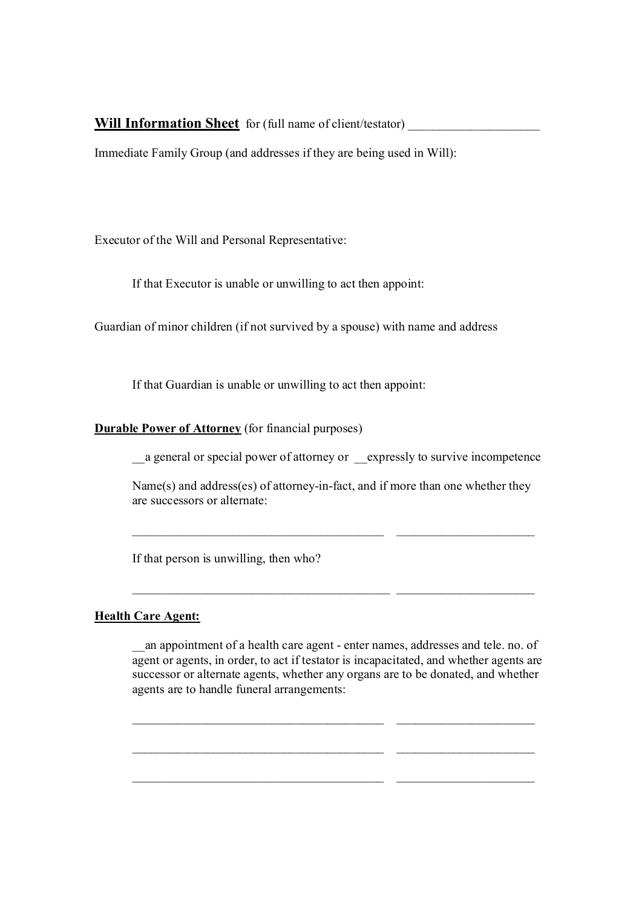**Will Information Sheet** for (full name of client/testator) ____________________

Immediate Family Group (and addresses if they are being used in Will):

Executor of the Will and Personal Representative:

If that Executor is unable or unwilling to act then appoint:

Guardian of minor children (if not survived by a spouse) with name and address

If that Guardian is unable or unwilling to act then appoint:

**Durable Power of Attorney** (for financial purposes)

__a general or special power of attorney or __expressly to survive incompetence

Name(s) and address(es) of attorney-in-fact, and if more than one whether they are successors or alternate:

________________________________________ ______________________

If that person is unwilling, then who?

________________________________________ ______________________

**Health Care Agent:**

__an appointment of a health care agent - enter names, addresses and tele. no. of agent or agents, in order, to act if testator is incapacitated, and whether agents are successor or alternate agents, whether any organs are to be donated, and whether agents are to handle funeral arrangements:

________________________________________ ______________________

________________________________________ ______________________

________________________________________ ______________________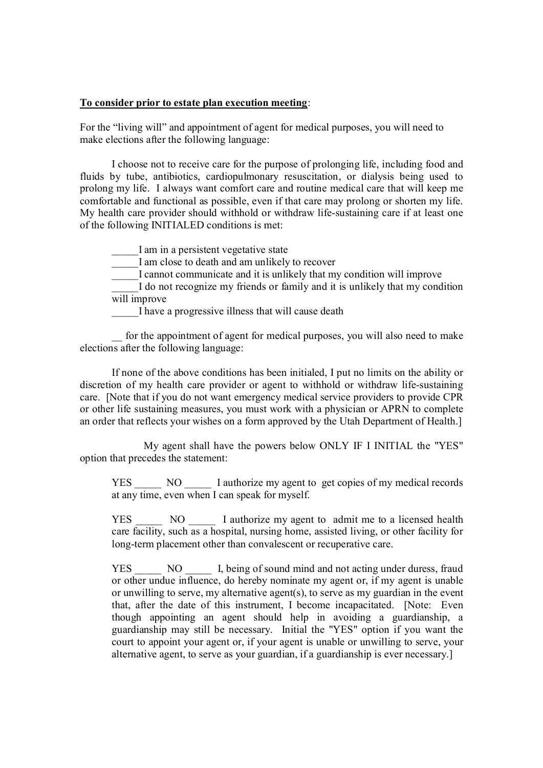<u>**To consider prior to estate plan execution meeting**</u>:

For the "living will" and appointment of agent for medical purposes, you will need to make elections after the following language:

I choose not to receive care for the purpose of prolonging life, including food and fluids by tube, antibiotics, cardiopulmonary resuscitation, or dialysis being used to prolong my life. I always want comfort care and routine medical care that will keep me comfortable and functional as possible, even if that care may prolong or shorten my life. My health care provider should withhold or withdraw life-sustaining care if at least one of the following INITIALED conditions is met:

_____I am in a persistent vegetative state
_____I am close to death and am unlikely to recover
_____I cannot communicate and it is unlikely that my condition will improve
_____I do not recognize my friends or family and it is unlikely that my condition will improve
_____I have a progressive illness that will cause death

__ for the appointment of agent for medical purposes, you will also need to make elections after the following language:

If none of the above conditions has been initialed, I put no limits on the ability or discretion of my health care provider or agent to withhold or withdraw life-sustaining care. [Note that if you do not want emergency medical service providers to provide CPR or other life sustaining measures, you must work with a physician or APRN to complete an order that reflects your wishes on a form approved by the Utah Department of Health.]

My agent shall have the powers below ONLY IF I INITIAL the "YES" option that precedes the statement:

YES _____ NO _____ I authorize my agent to get copies of my medical records at any time, even when I can speak for myself.

YES _____ NO _____ I authorize my agent to admit me to a licensed health care facility, such as a hospital, nursing home, assisted living, or other facility for long-term placement other than convalescent or recuperative care.

YES _____ NO _____ I, being of sound mind and not acting under duress, fraud or other undue influence, do hereby nominate my agent or, if my agent is unable or unwilling to serve, my alternative agent(s), to serve as my guardian in the event that, after the date of this instrument, I become incapacitated. [Note: Even though appointing an agent should help in avoiding a guardianship, a guardianship may still be necessary. Initial the "YES" option if you want the court to appoint your agent or, if your agent is unable or unwilling to serve, your alternative agent, to serve as your guardian, if a guardianship is ever necessary.]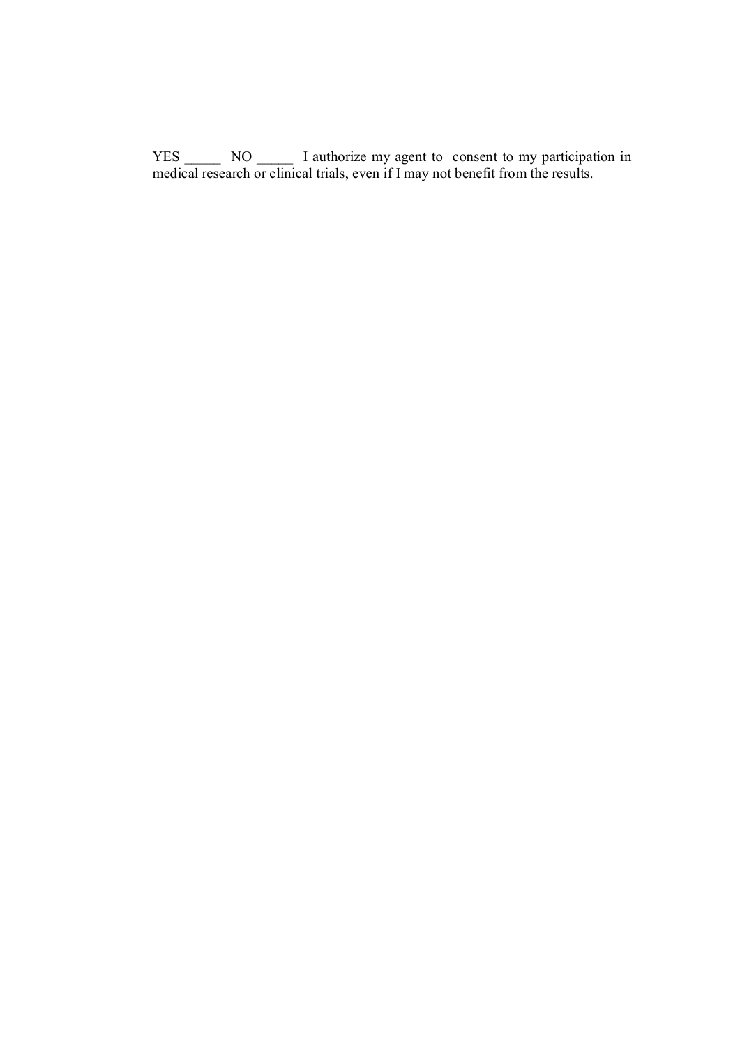YES _____ NO _____ I authorize my agent to consent to my participation in medical research or clinical trials, even if I may not benefit from the results.